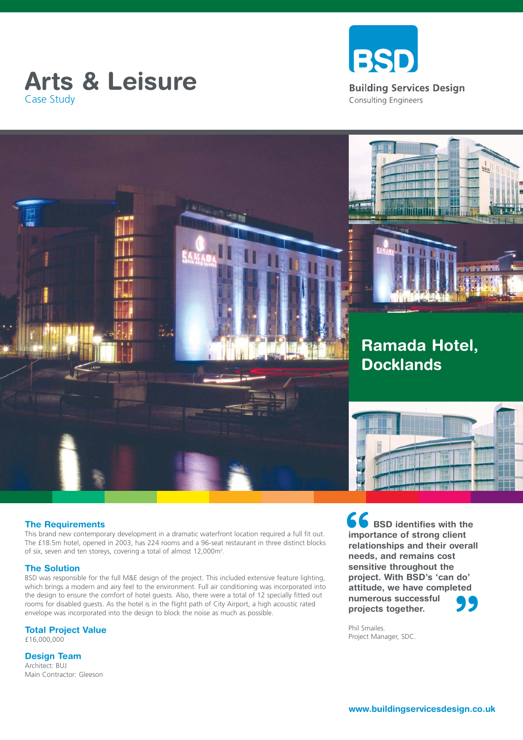# Arts & Leisure

Case Study

**BSD**

**Building Services Design**

Consulting Engineers

## Ramada Hotel, Docklands

### The Requirements

This brand new contemporary development in a dramatic waterfront location required a full fit out. The £18.5m hotel, opened in 2003, has 224 rooms and a 96-seat restaurant in three distinct blocks of six, seven and ten storeys, covering a total of almost 12,000m².

### The Solution

BSD was responsible for the full M&E design of the project. This included extensive feature lighting, which brings a modern and airy feel to the environment. Full air conditioning was incorporated into the design to ensure the comfort of hotel guests. Also, there were a total of 12 specially fitted out rooms for disabled guests. As the hotel is in the flight path of City Airport, a high acoustic rated envelope was incorporated into the design to block the noise as much as possible.

### Total Project Value

£16,000,000

### Design Team

Architect: BUJ

Main Contractor: Gleeson

> **"BSD identifies with the importance of strong client relationships and their overall needs, and remains cost sensitive throughout the project. With BSD's 'can do' attitude, we have completed numerous successful projects together."**
>
> Phil Smailes.
> Project Manager, SDC.

**www.buildingservicesdesign.co.uk**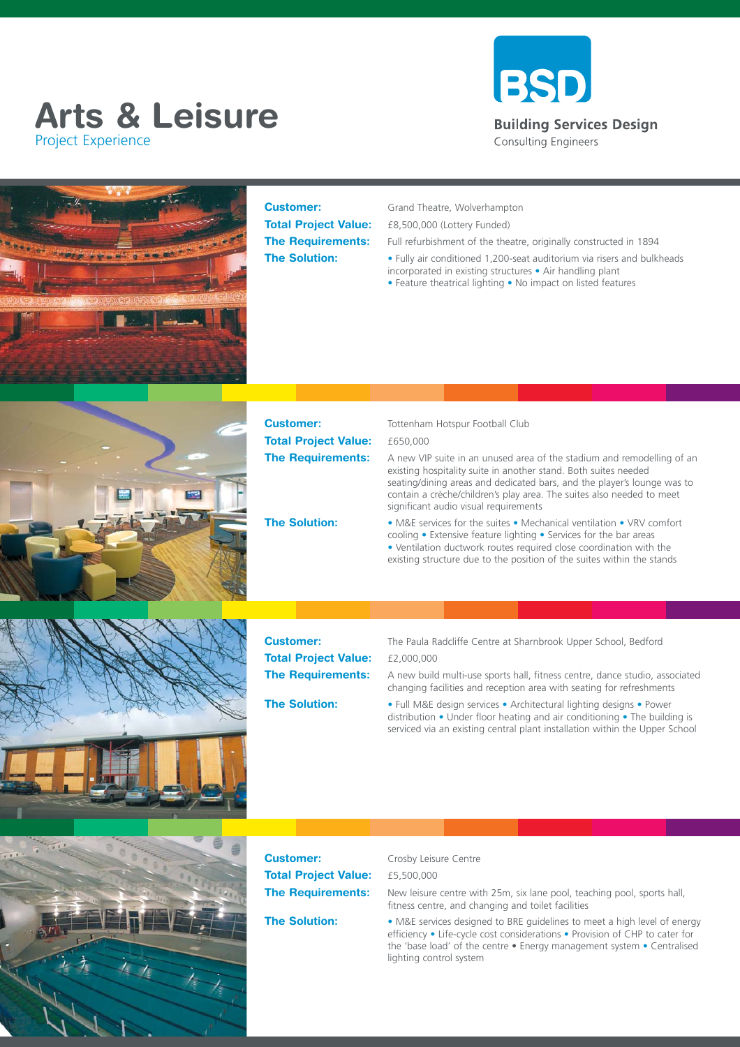# Arts & Leisure

Project Experience

**BSD**

**Building Services Design**

Consulting Engineers

**Customer:** Grand Theatre, Wolverhampton

**Total Project Value:** £8,500,000 (Lottery Funded)

**The Requirements:** Full refurbishment of the theatre, originally constructed in 1894

**The Solution:** • Fully air conditioned 1,200-seat auditorium via risers and bulkheads incorporated in existing structures • Air handling plant • Feature theatrical lighting • No impact on listed features

**Customer:** Tottenham Hotspur Football Club

**Total Project Value:** £650,000

**The Requirements:** A new VIP suite in an unused area of the stadium and remodelling of an existing hospitality suite in another stand. Both suites needed seating/dining areas and dedicated bars, and the player's lounge was to contain a crèche/children's play area. The suites also needed to meet significant audio visual requirements

**The Solution:** • M&E services for the suites • Mechanical ventilation • VRV comfort cooling • Extensive feature lighting • Services for the bar areas • Ventilation ductwork routes required close coordination with the existing structure due to the position of the suites within the stands

**Customer:** The Paula Radcliffe Centre at Sharnbrook Upper School, Bedford

**Total Project Value:** £2,000,000

**The Requirements:** A new build multi-use sports hall, fitness centre, dance studio, associated changing facilities and reception area with seating for refreshments

**The Solution:** • Full M&E design services • Architectural lighting designs • Power distribution • Under floor heating and air conditioning • The building is serviced via an existing central plant installation within the Upper School

**Customer:** Crosby Leisure Centre

**Total Project Value:** £5,500,000

**The Requirements:** New leisure centre with 25m, six lane pool, teaching pool, sports hall, fitness centre, and changing and toilet facilities

**The Solution:** • M&E services designed to BRE guidelines to meet a high level of energy efficiency • Life-cycle cost considerations • Provision of CHP to cater for the 'base load' of the centre • Energy management system • Centralised lighting control system